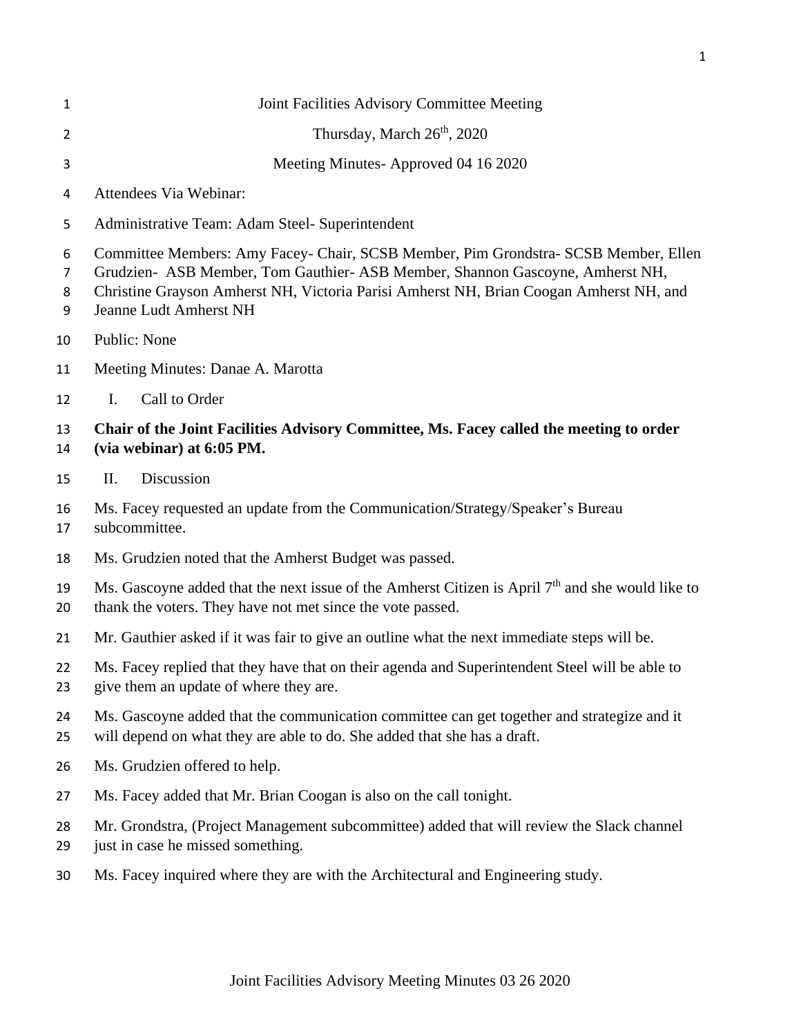# Joint Facilities Advisory Committee Meeting

Thursday, March 26th, 2020

Meeting Minutes- Approved 04 16 2020

Attendees Via Webinar:

Administrative Team: Adam Steel- Superintendent

Committee Members: Amy Facey- Chair, SCSB Member, Pim Grondstra- SCSB Member, Ellen Grudzien- ASB Member, Tom Gauthier- ASB Member, Shannon Gascoyne, Amherst NH, Christine Grayson Amherst NH, Victoria Parisi Amherst NH, Brian Coogan Amherst NH, and Jeanne Ludt Amherst NH

Public: None

Meeting Minutes: Danae A. Marotta

I. Call to Order

**Chair of the Joint Facilities Advisory Committee, Ms. Facey called the meeting to order (via webinar) at 6:05 PM.**

II. Discussion

Ms. Facey requested an update from the Communication/Strategy/Speaker's Bureau subcommittee.

Ms. Grudzien noted that the Amherst Budget was passed.

Ms. Gascoyne added that the next issue of the Amherst Citizen is April 7th and she would like to thank the voters. They have not met since the vote passed.

Mr. Gauthier asked if it was fair to give an outline what the next immediate steps will be.

Ms. Facey replied that they have that on their agenda and Superintendent Steel will be able to give them an update of where they are.

Ms. Gascoyne added that the communication committee can get together and strategize and it will depend on what they are able to do. She added that she has a draft.

Ms. Grudzien offered to help.

Ms. Facey added that Mr. Brian Coogan is also on the call tonight.

Mr. Grondstra, (Project Management subcommittee) added that will review the Slack channel just in case he missed something.

Ms. Facey inquired where they are with the Architectural and Engineering study.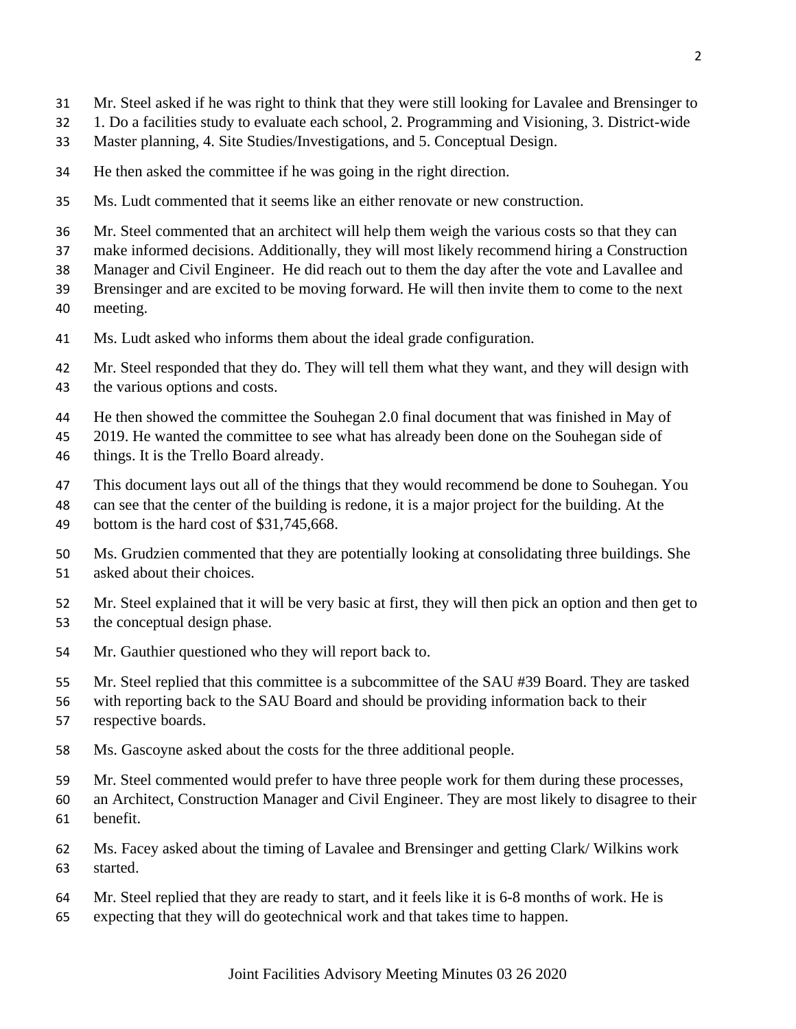Mr. Steel asked if he was right to think that they were still looking for Lavalee and Brensinger to 1. Do a facilities study to evaluate each school, 2. Programming and Visioning, 3. District-wide Master planning, 4. Site Studies/Investigations, and 5. Conceptual Design.

He then asked the committee if he was going in the right direction.

Ms. Ludt commented that it seems like an either renovate or new construction.

Mr. Steel commented that an architect will help them weigh the various costs so that they can make informed decisions. Additionally, they will most likely recommend hiring a Construction Manager and Civil Engineer. He did reach out to them the day after the vote and Lavallee and Brensinger and are excited to be moving forward. He will then invite them to come to the next meeting.

Ms. Ludt asked who informs them about the ideal grade configuration.

Mr. Steel responded that they do. They will tell them what they want, and they will design with the various options and costs.

He then showed the committee the Souhegan 2.0 final document that was finished in May of 2019. He wanted the committee to see what has already been done on the Souhegan side of things. It is the Trello Board already.

This document lays out all of the things that they would recommend be done to Souhegan. You can see that the center of the building is redone, it is a major project for the building. At the bottom is the hard cost of $31,745,668.

Ms. Grudzien commented that they are potentially looking at consolidating three buildings. She asked about their choices.

Mr. Steel explained that it will be very basic at first, they will then pick an option and then get to the conceptual design phase.

Mr. Gauthier questioned who they will report back to.

Mr. Steel replied that this committee is a subcommittee of the SAU #39 Board. They are tasked with reporting back to the SAU Board and should be providing information back to their respective boards.

Ms. Gascoyne asked about the costs for the three additional people.

Mr. Steel commented would prefer to have three people work for them during these processes, an Architect, Construction Manager and Civil Engineer. They are most likely to disagree to their benefit.

Ms. Facey asked about the timing of Lavalee and Brensinger and getting Clark/ Wilkins work started.

Mr. Steel replied that they are ready to start, and it feels like it is 6-8 months of work. He is expecting that they will do geotechnical work and that takes time to happen.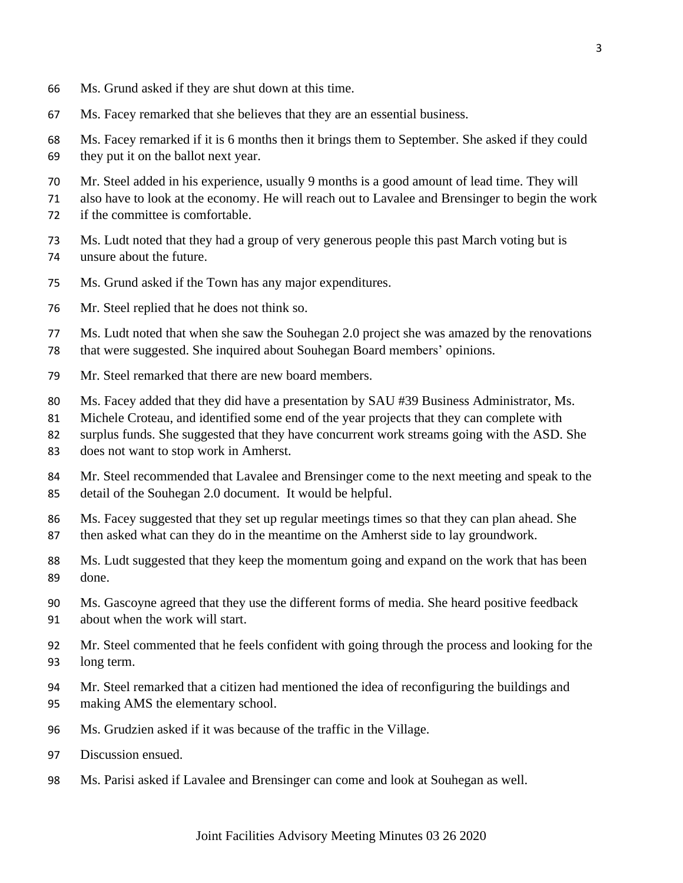Ms. Grund asked if they are shut down at this time.

Ms. Facey remarked that she believes that they are an essential business.

Ms. Facey remarked if it is 6 months then it brings them to September. She asked if they could they put it on the ballot next year.

Mr. Steel added in his experience, usually 9 months is a good amount of lead time. They will also have to look at the economy. He will reach out to Lavalee and Brensinger to begin the work if the committee is comfortable.

Ms. Ludt noted that they had a group of very generous people this past March voting but is unsure about the future.

Ms. Grund asked if the Town has any major expenditures.

Mr. Steel replied that he does not think so.

Ms. Ludt noted that when she saw the Souhegan 2.0 project she was amazed by the renovations that were suggested. She inquired about Souhegan Board members' opinions.

Mr. Steel remarked that there are new board members.

Ms. Facey added that they did have a presentation by SAU #39 Business Administrator, Ms. Michele Croteau, and identified some end of the year projects that they can complete with surplus funds. She suggested that they have concurrent work streams going with the ASD. She does not want to stop work in Amherst.

Mr. Steel recommended that Lavalee and Brensinger come to the next meeting and speak to the detail of the Souhegan 2.0 document. It would be helpful.

Ms. Facey suggested that they set up regular meetings times so that they can plan ahead. She then asked what can they do in the meantime on the Amherst side to lay groundwork.

Ms. Ludt suggested that they keep the momentum going and expand on the work that has been done.

Ms. Gascoyne agreed that they use the different forms of media. She heard positive feedback about when the work will start.

Mr. Steel commented that he feels confident with going through the process and looking for the long term.

Mr. Steel remarked that a citizen had mentioned the idea of reconfiguring the buildings and making AMS the elementary school.

Ms. Grudzien asked if it was because of the traffic in the Village.

Discussion ensued.

Ms. Parisi asked if Lavalee and Brensinger can come and look at Souhegan as well.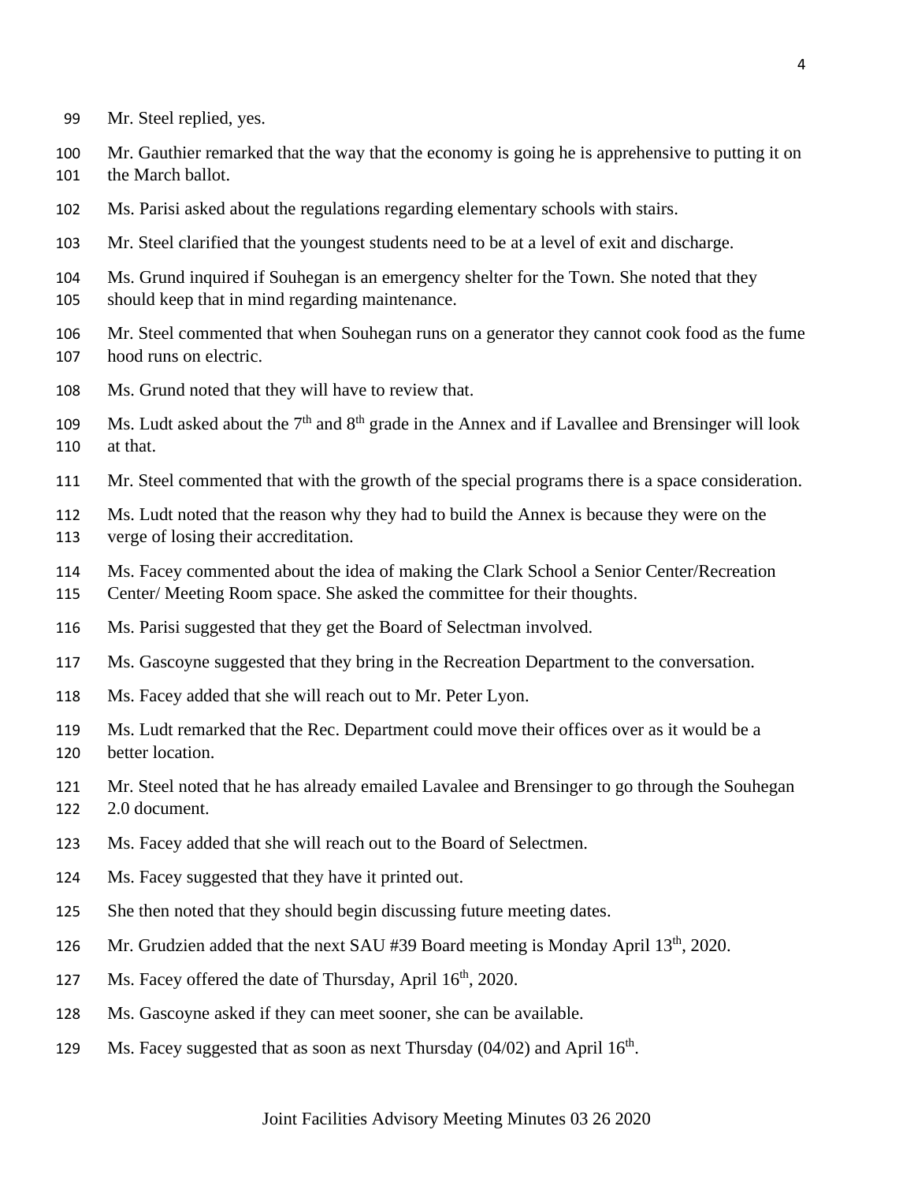Mr. Steel replied, yes.

Mr. Gauthier remarked that the way that the economy is going he is apprehensive to putting it on the March ballot.

Ms. Parisi asked about the regulations regarding elementary schools with stairs.

Mr. Steel clarified that the youngest students need to be at a level of exit and discharge.

Ms. Grund inquired if Souhegan is an emergency shelter for the Town. She noted that they should keep that in mind regarding maintenance.

Mr. Steel commented that when Souhegan runs on a generator they cannot cook food as the fume hood runs on electric.

Ms. Grund noted that they will have to review that.

Ms. Ludt asked about the 7th and 8th grade in the Annex and if Lavallee and Brensinger will look at that.

Mr. Steel commented that with the growth of the special programs there is a space consideration.

Ms. Ludt noted that the reason why they had to build the Annex is because they were on the verge of losing their accreditation.

Ms. Facey commented about the idea of making the Clark School a Senior Center/Recreation Center/ Meeting Room space. She asked the committee for their thoughts.

Ms. Parisi suggested that they get the Board of Selectman involved.

Ms. Gascoyne suggested that they bring in the Recreation Department to the conversation.

Ms. Facey added that she will reach out to Mr. Peter Lyon.

Ms. Ludt remarked that the Rec. Department could move their offices over as it would be a better location.

Mr. Steel noted that he has already emailed Lavalee and Brensinger to go through the Souhegan 2.0 document.

Ms. Facey added that she will reach out to the Board of Selectmen.

Ms. Facey suggested that they have it printed out.

She then noted that they should begin discussing future meeting dates.

Mr. Grudzien added that the next SAU #39 Board meeting is Monday April 13th, 2020.

Ms. Facey offered the date of Thursday, April 16th, 2020.

Ms. Gascoyne asked if they can meet sooner, she can be available.

Ms. Facey suggested that as soon as next Thursday (04/02) and April 16th.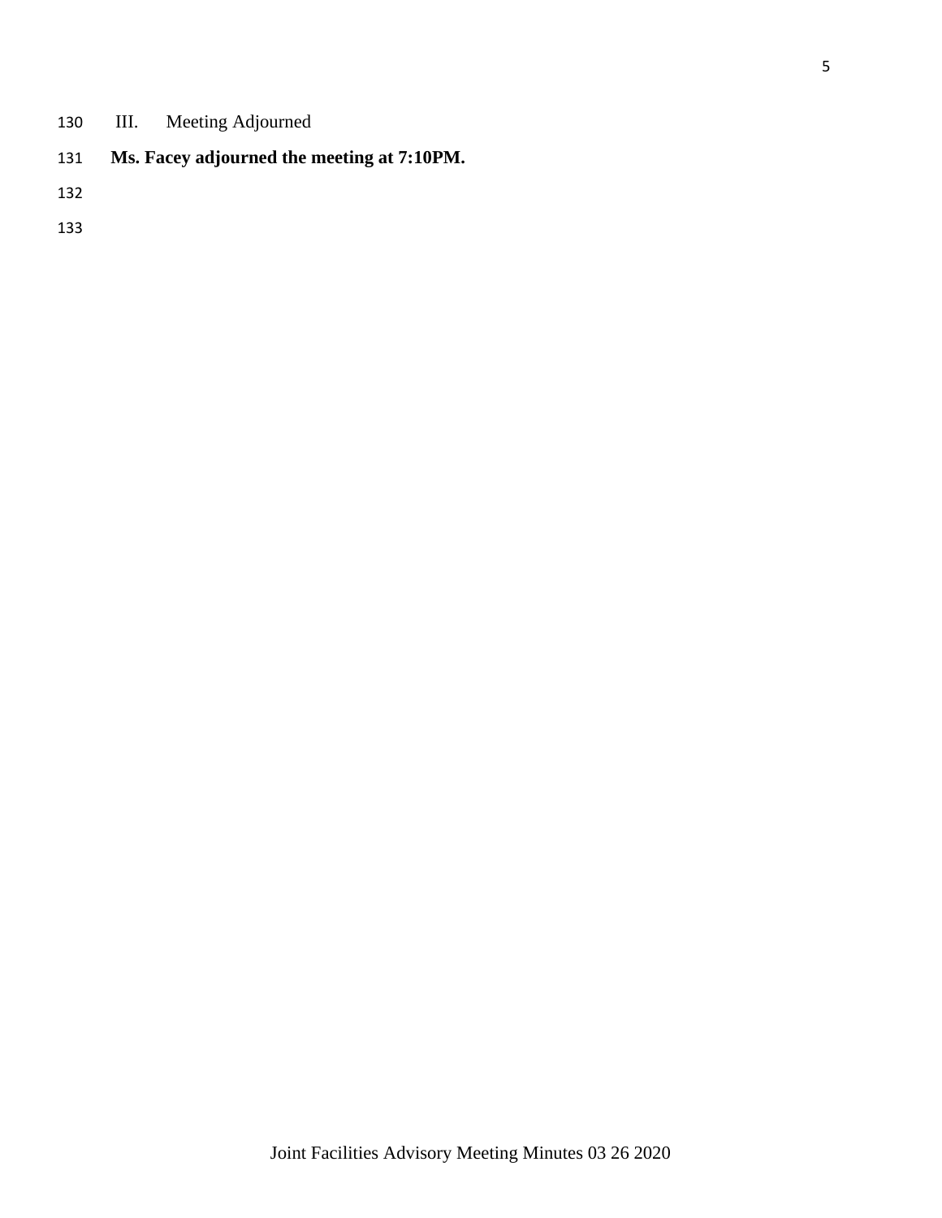III. Meeting Adjourned

**Ms. Facey adjourned the meeting at 7:10PM.**